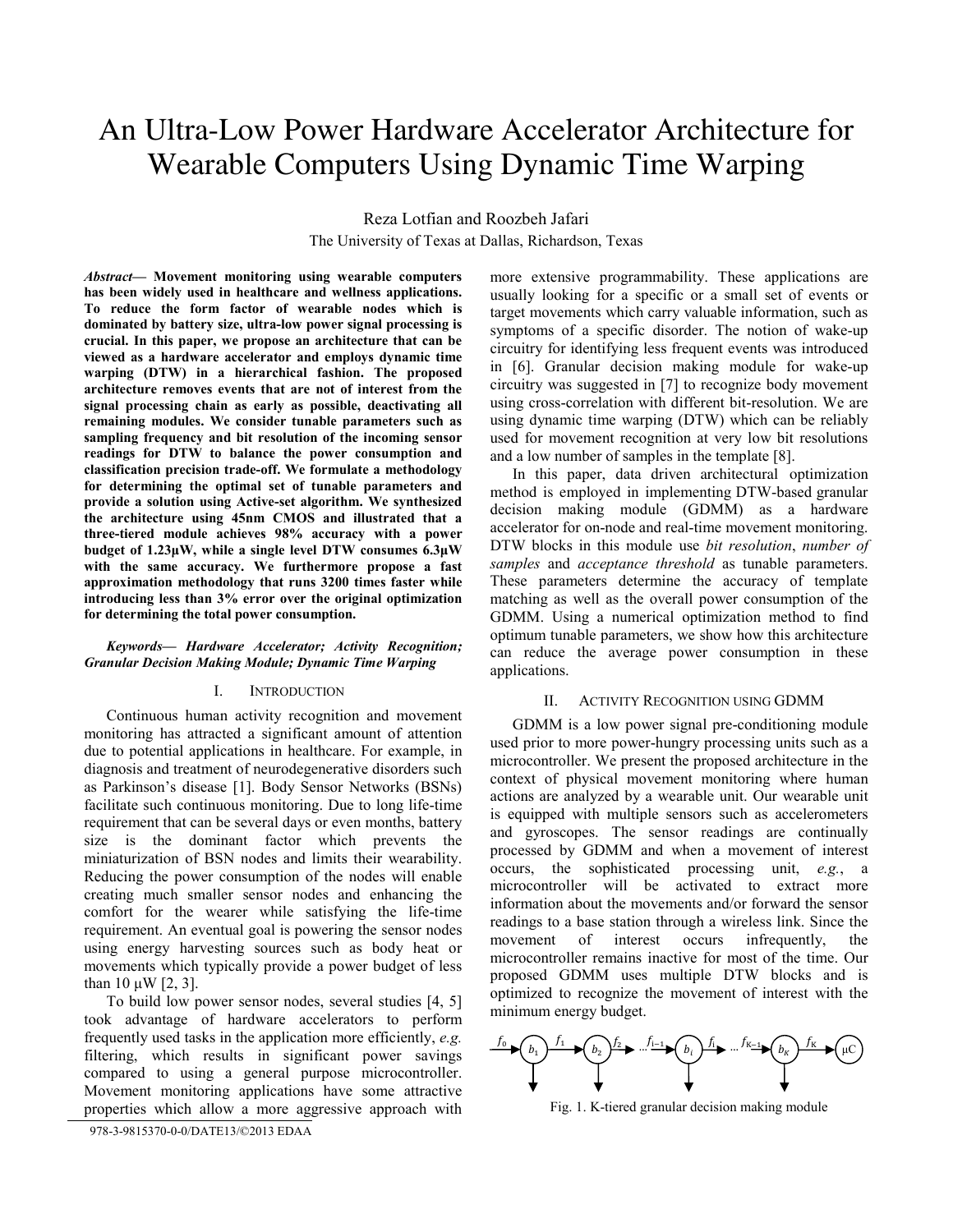# An Ultra-Low Power Hardware Accelerator Architecture for Wearable Computers Using Dynamic Time Warping

Reza Lotfian and Roozbeh Jafari

The University of Texas at Dallas, Richardson, Texas

***Abstract*— Movement monitoring using wearable computers has been widely used in healthcare and wellness applications. To reduce the form factor of wearable nodes which is dominated by battery size, ultra-low power signal processing is crucial. In this paper, we propose an architecture that can be viewed as a hardware accelerator and employs dynamic time warping (DTW) in a hierarchical fashion. The proposed architecture removes events that are not of interest from the signal processing chain as early as possible, deactivating all remaining modules. We consider tunable parameters such as sampling frequency and bit resolution of the incoming sensor readings for DTW to balance the power consumption and classification precision trade-off. We formulate a methodology for determining the optimal set of tunable parameters and provide a solution using Active-set algorithm. We synthesized the architecture using 45nm CMOS and illustrated that a three-tiered module achieves 98% accuracy with a power budget of 1.23µW, while a single level DTW consumes 6.3µW with the same accuracy. We furthermore propose a fast approximation methodology that runs 3200 times faster while introducing less than 3% error over the original optimization for determining the total power consumption.**

***Keywords— Hardware Accelerator; Activity Recognition; Granular Decision Making Module; Dynamic Time Warping***

## I. Introduction

Continuous human activity recognition and movement monitoring has attracted a significant amount of attention due to potential applications in healthcare. For example, in diagnosis and treatment of neurodegenerative disorders such as Parkinson's disease [1]. Body Sensor Networks (BSNs) facilitate such continuous monitoring. Due to long life-time requirement that can be several days or even months, battery size is the dominant factor which prevents the miniaturization of BSN nodes and limits their wearability. Reducing the power consumption of the nodes will enable creating much smaller sensor nodes and enhancing the comfort for the wearer while satisfying the life-time requirement. An eventual goal is powering the sensor nodes using energy harvesting sources such as body heat or movements which typically provide a power budget of less than 10 µW [2, 3].

To build low power sensor nodes, several studies [4, 5] took advantage of hardware accelerators to perform frequently used tasks in the application more efficiently, *e.g.* filtering, which results in significant power savings compared to using a general purpose microcontroller. Movement monitoring applications have some attractive properties which allow a more aggressive approach with more extensive programmability. These applications are usually looking for a specific or a small set of events or target movements which carry valuable information, such as symptoms of a specific disorder. The notion of wake-up circuitry for identifying less frequent events was introduced in [6]. Granular decision making module for wake-up circuitry was suggested in [7] to recognize body movement using cross-correlation with different bit-resolution. We are using dynamic time warping (DTW) which can be reliably used for movement recognition at very low bit resolutions and a low number of samples in the template [8].

In this paper, data driven architectural optimization method is employed in implementing DTW-based granular decision making module (GDMM) as a hardware accelerator for on-node and real-time movement monitoring. DTW blocks in this module use *bit resolution*, *number of samples* and *acceptance threshold* as tunable parameters. These parameters determine the accuracy of template matching as well as the overall power consumption of the GDMM. Using a numerical optimization method to find optimum tunable parameters, we show how this architecture can reduce the average power consumption in these applications.

## II. Activity Recognition using GDMM

GDMM is a low power signal pre-conditioning module used prior to more power-hungry processing units such as a microcontroller. We present the proposed architecture in the context of physical movement monitoring where human actions are analyzed by a wearable unit. Our wearable unit is equipped with multiple sensors such as accelerometers and gyroscopes. The sensor readings are continually processed by GDMM and when a movement of interest occurs, the sophisticated processing unit, *e.g.*, a microcontroller will be activated to extract more information about the movements and/or forward the sensor readings to a base station through a wireless link. Since the movement of interest occurs infrequently, the microcontroller remains inactive for most of the time. Our proposed GDMM uses multiple DTW blocks and is optimized to recognize the movement of interest with the minimum energy budget.

$f_0$ $b_1$ $f_1$ $b_2$ $f_2$ … $f_{i-1}$ $b_i$ $f_i$ … $f_{K-1}$ $b_K$ $f_K$ µC

Fig. 1. K-tiered granular decision making module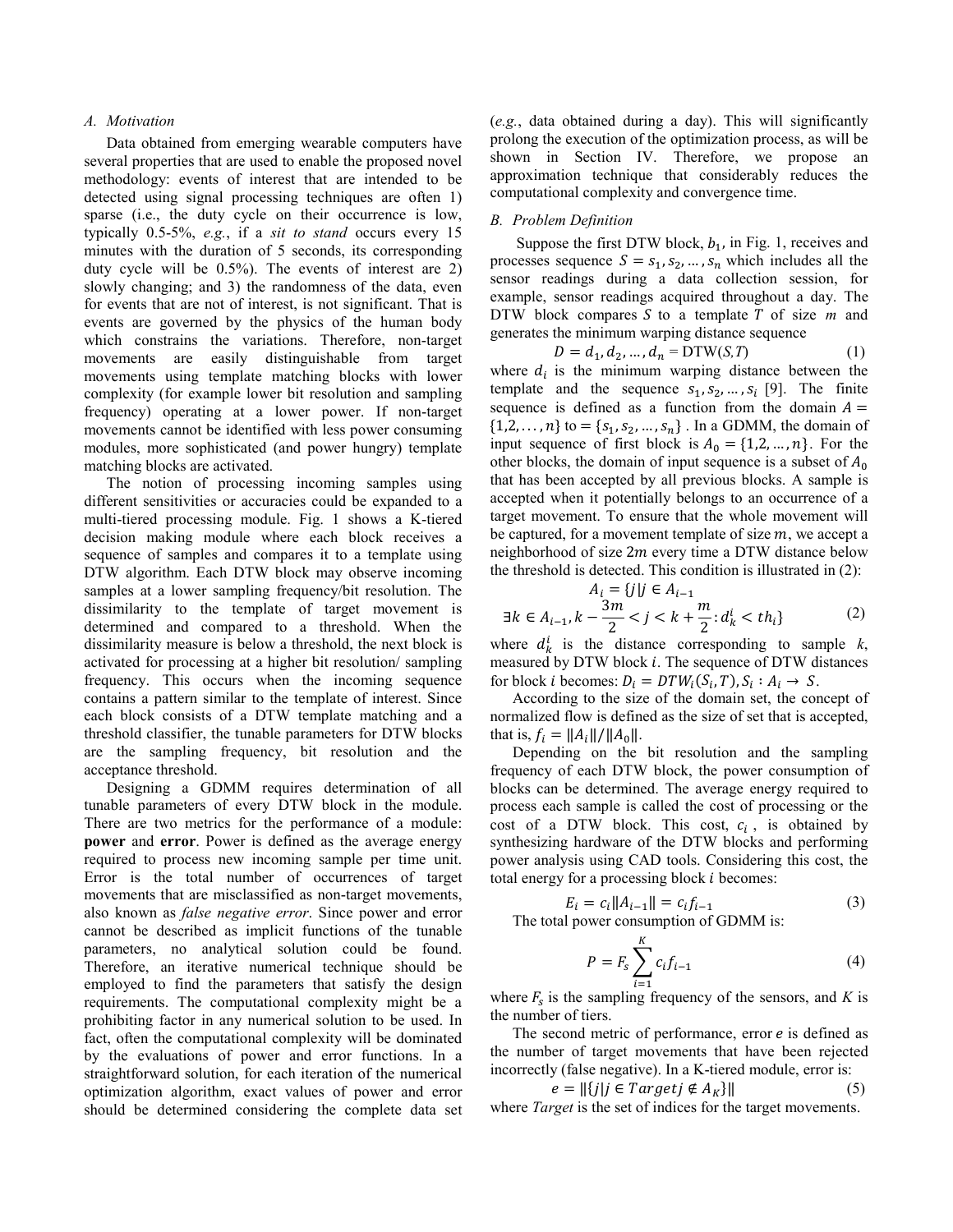### A. Motivation

Data obtained from emerging wearable computers have several properties that are used to enable the proposed novel methodology: events of interest that are intended to be detected using signal processing techniques are often 1) sparse (i.e., the duty cycle on their occurrence is low, typically 0.5-5%, *e.g.*, if a *sit to stand* occurs every 15 minutes with the duration of 5 seconds, its corresponding duty cycle will be 0.5%). The events of interest are 2) slowly changing; and 3) the randomness of the data, even for events that are not of interest, is not significant. That is events are governed by the physics of the human body which constrains the variations. Therefore, non-target movements are easily distinguishable from target movements using template matching blocks with lower complexity (for example lower bit resolution and sampling frequency) operating at a lower power. If non-target movements cannot be identified with less power consuming modules, more sophisticated (and power hungry) template matching blocks are activated.

The notion of processing incoming samples using different sensitivities or accuracies could be expanded to a multi-tiered processing module. Fig. 1 shows a K-tiered decision making module where each block receives a sequence of samples and compares it to a template using DTW algorithm. Each DTW block may observe incoming samples at a lower sampling frequency/bit resolution. The dissimilarity to the template of target movement is determined and compared to a threshold. When the dissimilarity measure is below a threshold, the next block is activated for processing at a higher bit resolution/ sampling frequency. This occurs when the incoming sequence contains a pattern similar to the template of interest. Since each block consists of a DTW template matching and a threshold classifier, the tunable parameters for DTW blocks are the sampling frequency, bit resolution and the acceptance threshold.

Designing a GDMM requires determination of all tunable parameters of every DTW block in the module. There are two metrics for the performance of a module: **power** and **error**. Power is defined as the average energy required to process new incoming sample per time unit. Error is the total number of occurrences of target movements that are misclassified as non-target movements, also known as *false negative error*. Since power and error cannot be described as implicit functions of the tunable parameters, no analytical solution could be found. Therefore, an iterative numerical technique should be employed to find the parameters that satisfy the design requirements. The computational complexity might be a prohibiting factor in any numerical solution to be used. In fact, often the computational complexity will be dominated by the evaluations of power and error functions. In a straightforward solution, for each iteration of the numerical optimization algorithm, exact values of power and error should be determined considering the complete data set (*e.g.*, data obtained during a day). This will significantly prolong the execution of the optimization process, as will be shown in Section IV. Therefore, we propose an approximation technique that considerably reduces the computational complexity and convergence time.

### B. Problem Definition

Suppose the first DTW block, $b_1$, in Fig. 1, receives and processes sequence $S = s_1, s_2, \dots, s_n$ which includes all the sensor readings during a data collection session, for example, sensor readings acquired throughout a day. The DTW block compares $S$ to a template $T$ of size $m$ and generates the minimum warping distance sequence

$$D = d_1, d_2, \dots, d_n = \mathrm{DTW}(S,T) \tag{1}$$

where $d_i$ is the minimum warping distance between the template and the sequence $s_1, s_2, \dots, s_i$ [9]. The finite sequence is defined as a function from the domain $A = \{1,2,\dots,n\}$ to $= \{s_1, s_2, \dots, s_n\}$. In a GDMM, the domain of input sequence of first block is $A_0 = \{1,2,\dots,n\}$. For the other blocks, the domain of input sequence is a subset of $A_0$ that has been accepted by all previous blocks. A sample is accepted when it potentially belongs to an occurrence of a target movement. To ensure that the whole movement will be captured, for a movement template of size $m$, we accept a neighborhood of size $2m$ every time a DTW distance below the threshold is detected. This condition is illustrated in (2):

$$A_i = \{j | j \in A_{i-1}$$
$$\exists k \in A_{i-1}, k - \frac{3m}{2} < j < k + \frac{m}{2} : d_k^i < th_i\} \tag{2}$$

where $d_k^i$ is the distance corresponding to sample $k$, measured by DTW block $i$. The sequence of DTW distances for block $i$ becomes: $D_i = DTW_i(S_i, T), S_i : A_i \to S$.

According to the size of the domain set, the concept of normalized flow is defined as the size of set that is accepted, that is, $f_i = \|A_i\| / \|A_0\|$.

Depending on the bit resolution and the sampling frequency of each DTW block, the power consumption of blocks can be determined. The average energy required to process each sample is called the cost of processing or the cost of a DTW block. This cost, $c_i$, is obtained by synthesizing hardware of the DTW blocks and performing power analysis using CAD tools. Considering this cost, the total energy for a processing block $i$ becomes:

$$E_i = c_i \|A_{i-1}\| = c_i f_{i-1} \tag{3}$$

The total power consumption of GDMM is:

$$P = F_s \sum_{i=1}^{K} c_i f_{i-1} \tag{4}$$

where $F_s$ is the sampling frequency of the sensors, and $K$ is the number of tiers.

The second metric of performance, error $e$ is defined as the number of target movements that have been rejected incorrectly (false negative). In a K-tiered module, error is:

$$e = \|\{j | j \in Target j \notin A_K\}\| \tag{5}$$

where *Target* is the set of indices for the target movements.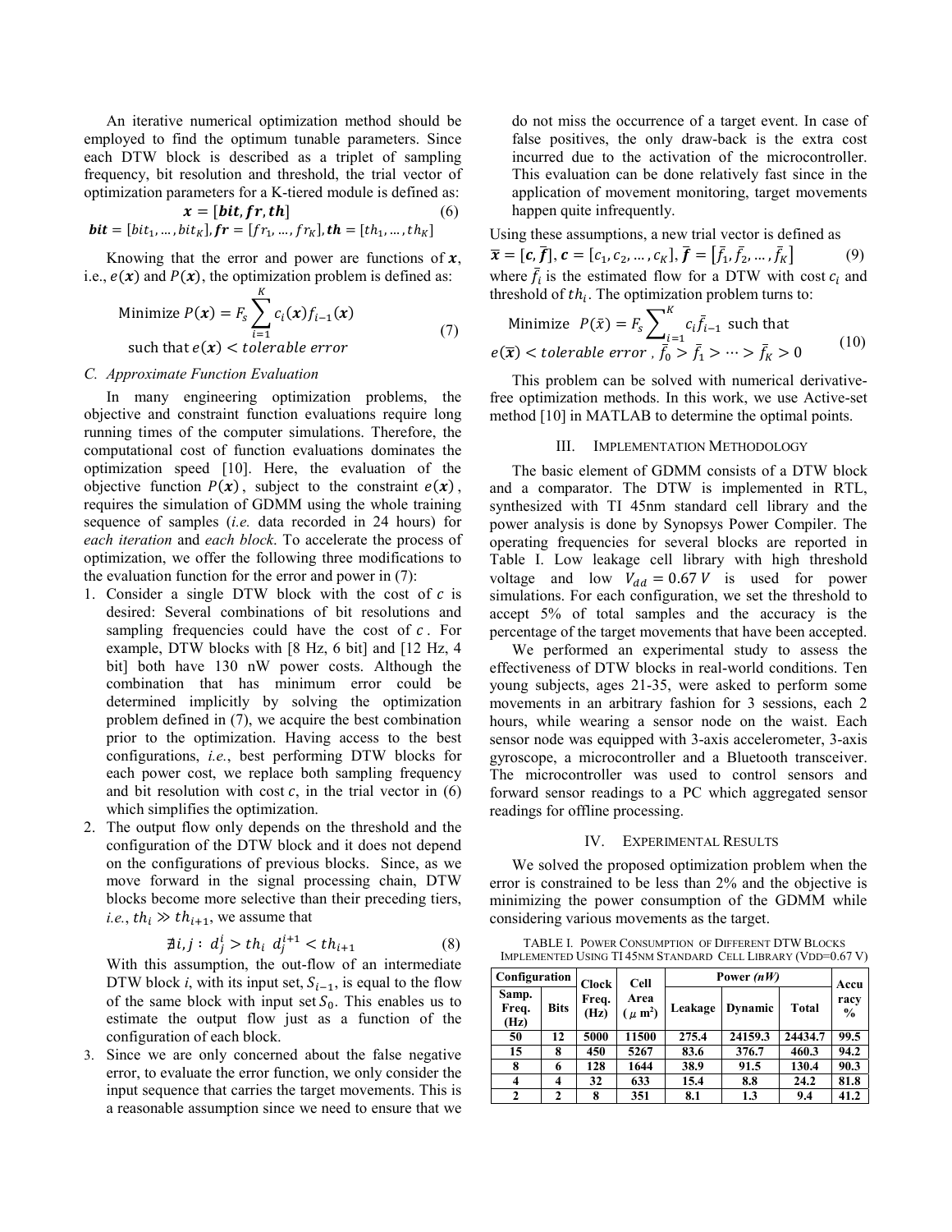An iterative numerical optimization method should be employed to find the optimum tunable parameters. Since each DTW block is described as a triplet of sampling frequency, bit resolution and threshold, the trial vector of optimization parameters for a K-tiered module is defined as:

$$\boldsymbol{x} = [\boldsymbol{bit}, \boldsymbol{fr}, \boldsymbol{th}] \tag{6}$$

$$\boldsymbol{bit} = [bit_1, \dots, bit_K], \boldsymbol{fr} = [fr_1, \dots, fr_K], \boldsymbol{th} = [th_1, \dots, th_K]$$

Knowing that the error and power are functions of $\boldsymbol{x}$, i.e., $e(\boldsymbol{x})$ and $P(\boldsymbol{x})$, the optimization problem is defined as:

$$\text{Minimize } P(\boldsymbol{x}) = F_s \sum_{i=1}^{K} c_i(\boldsymbol{x}) f_{i-1}(\boldsymbol{x}) \quad \text{such that } e(\boldsymbol{x}) < \textit{tolerable error} \tag{7}$$

### C. Approximate Function Evaluation

In many engineering optimization problems, the objective and constraint function evaluations require long running times of the computer simulations. Therefore, the computational cost of function evaluations dominates the optimization speed [10]. Here, the evaluation of the objective function $P(\boldsymbol{x})$, subject to the constraint $e(\boldsymbol{x})$, requires the simulation of GDMM using the whole training sequence of samples (*i.e.* data recorded in 24 hours) for *each iteration* and *each block*. To accelerate the process of optimization, we offer the following three modifications to the evaluation function for the error and power in (7):

1. Consider a single DTW block with the cost of $c$ is desired: Several combinations of bit resolutions and sampling frequencies could have the cost of $c$. For example, DTW blocks with [8 Hz, 6 bit] and [12 Hz, 4 bit] both have 130 nW power costs. Although the combination that has minimum error could be determined implicitly by solving the optimization problem defined in (7), we acquire the best combination prior to the optimization. Having access to the best configurations, *i.e.*, best performing DTW blocks for each power cost, we replace both sampling frequency and bit resolution with cost $c$, in the trial vector in (6) which simplifies the optimization.
2. The output flow only depends on the threshold and the configuration of the DTW block and it does not depend on the configurations of previous blocks. Since, as we move forward in the signal processing chain, DTW blocks become more selective than their preceding tiers, *i.e.*, $th_i \gg th_{i+1}$, we assume that

$$\nexists i, j : \; d_j^i > th_i \;\; d_j^{i+1} < th_{i+1} \tag{8}$$

   With this assumption, the out-flow of an intermediate DTW block *i*, with its input set, $S_{i-1}$, is equal to the flow of the same block with input set $S_0$. This enables us to estimate the output flow just as a function of the configuration of each block.
3. Since we are only concerned about the false negative error, to evaluate the error function, we only consider the input sequence that carries the target movements. This is a reasonable assumption since we need to ensure that we do not miss the occurrence of a target event. In case of false positives, the only draw-back is the extra cost incurred due to the activation of the microcontroller. This evaluation can be done relatively fast since in the application of movement monitoring, target movements happen quite infrequently.

Using these assumptions, a new trial vector is defined as

$$\bar{\boldsymbol{x}} = [\boldsymbol{c}, \bar{\boldsymbol{f}}], \boldsymbol{c} = [c_1, c_2, \dots, c_K], \bar{\boldsymbol{f}} = [\bar{f}_1, \bar{f}_2, \dots, \bar{f}_K] \tag{9}$$

where $\bar{f}_i$ is the estimated flow for a DTW with cost $c_i$ and threshold of $th_i$. The optimization problem turns to:

$$\text{Minimize } \; P(\bar{x}) = F_s \sum_{i=1}^{K} c_i \bar{f}_{i-1} \text{ such that } e(\bar{\boldsymbol{x}}) < \textit{tolerable error}, \; \bar{f}_0 > \bar{f}_1 > \dots > \bar{f}_K > 0 \tag{10}$$

This problem can be solved with numerical derivative-free optimization methods. In this work, we use Active-set method [10] in MATLAB to determine the optimal points.

## III. Implementation Methodology

The basic element of GDMM consists of a DTW block and a comparator. The DTW is implemented in RTL, synthesized with TI 45nm standard cell library and the power analysis is done by Synopsys Power Compiler. The operating frequencies for several blocks are reported in Table I. Low leakage cell library with high threshold voltage and low $V_{dd} = 0.67\,V$ is used for power simulations. For each configuration, we set the threshold to accept 5% of total samples and the accuracy is the percentage of the target movements that have been accepted.

We performed an experimental study to assess the effectiveness of DTW blocks in real-world conditions. Ten young subjects, ages 21-35, were asked to perform some movements in an arbitrary fashion for 3 sessions, each 2 hours, while wearing a sensor node on the waist. Each sensor node was equipped with 3-axis accelerometer, 3-axis gyroscope, a microcontroller and a Bluetooth transceiver. The microcontroller was used to control sensors and forward sensor readings to a PC which aggregated sensor readings for offline processing.

## IV. Experimental Results

We solved the proposed optimization problem when the error is constrained to be less than 2% and the objective is minimizing the power consumption of the GDMM while considering various movements as the target.

TABLE I. Power Consumption of Different DTW Blocks Implemented Using TI 45nm Standard Cell Library (VDD=0.67 V)

| Configuration | | Clock Freq. (Hz) | Cell Area ($\mu$ m$^2$) | Power *(nW)* | | | Accuracy % |
|---|---|---|---|---|---|---|---|
| Samp. Freq. (Hz) | Bits | | | Leakage | Dynamic | Total | |
| 50 | 12 | 5000 | 11500 | 275.4 | 24159.3 | 24434.7 | 99.5 |
| 15 | 8 | 450 | 5267 | 83.6 | 376.7 | 460.3 | 94.2 |
| 8 | 6 | 128 | 1644 | 38.9 | 91.5 | 130.4 | 90.3 |
| 4 | 4 | 32 | 633 | 15.4 | 8.8 | 24.2 | 81.8 |
| 2 | 2 | 8 | 351 | 8.1 | 1.3 | 9.4 | 41.2 |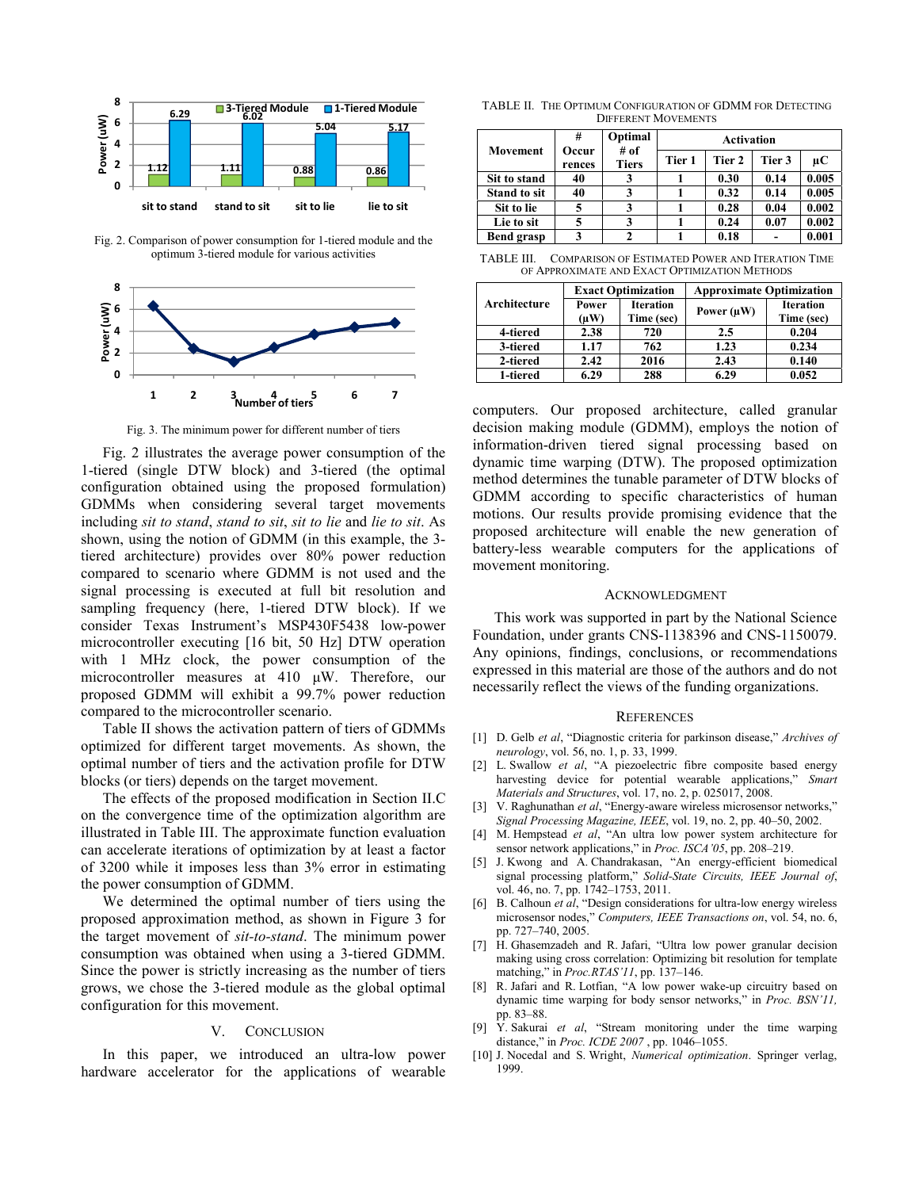8
6
4
2
0
Power (uW)
3-Tiered Module
1-Tiered Module
1.12
6.29
1.11
6.02
0.88
5.04
0.86
5.17
sit to stand
stand to sit
sit to lie
lie to sit

Fig. 2. Comparison of power consumption for 1-tiered module and the optimum 3-tiered module for various activities

8
6
4
2
0
Power (uW)
1
2
3
4
5
6
7
Number of tiers

Fig. 3. The minimum power for different number of tiers

Fig. 2 illustrates the average power consumption of the 1-tiered (single DTW block) and 3-tiered (the optimal configuration obtained using the proposed formulation) GDMMs when considering several target movements including *sit to stand*, *stand to sit*, *sit to lie* and *lie to sit*. As shown, using the notion of GDMM (in this example, the 3-tiered architecture) provides over 80% power reduction compared to scenario where GDMM is not used and the signal processing is executed at full bit resolution and sampling frequency (here, 1-tiered DTW block). If we consider Texas Instrument's MSP430F5438 low-power microcontroller executing [16 bit, 50 Hz] DTW operation with 1 MHz clock, the power consumption of the microcontroller measures at 410 µW. Therefore, our proposed GDMM will exhibit a 99.7% power reduction compared to the microcontroller scenario.

Table II shows the activation pattern of tiers of GDMMs optimized for different target movements. As shown, the optimal number of tiers and the activation profile for DTW blocks (or tiers) depends on the target movement.

The effects of the proposed modification in Section II.C on the convergence time of the optimization algorithm are illustrated in Table III. The approximate function evaluation can accelerate iterations of optimization by at least a factor of 3200 while it imposes less than 3% error in estimating the power consumption of GDMM.

We determined the optimal number of tiers using the proposed approximation method, as shown in Figure 3 for the target movement of *sit-to-stand*. The minimum power consumption was obtained when using a 3-tiered GDMM. Since the power is strictly increasing as the number of tiers grows, we chose the 3-tiered module as the global optimal configuration for this movement.

TABLE II. The Optimum Configuration of GDMM for Detecting Different Movements

| Movement | # Occurrences | Optimal # of Tiers | Activation | | | |
|---|---|---|---|---|---|---|
| | | | Tier 1 | Tier 2 | Tier 3 | µC |
| **Sit to stand** | **40** | **3** | **1** | **0.30** | **0.14** | **0.005** |
| **Stand to sit** | **40** | **3** | **1** | **0.32** | **0.14** | **0.005** |
| **Sit to lie** | **5** | **3** | **1** | **0.28** | **0.04** | **0.002** |
| **Lie to sit** | **5** | **3** | **1** | **0.24** | **0.07** | **0.002** |
| **Bend grasp** | **3** | **2** | **1** | **0.18** | **-** | **0.001** |

TABLE III. Comparison of Estimated Power and Iteration Time of Approximate and Exact Optimization Methods

| Architecture | Exact Optimization | | Approximate Optimization | |
|---|---|---|---|---|
| | Power (µW) | Iteration Time (sec) | Power (µW) | Iteration Time (sec) |
| **4-tiered** | **2.38** | **720** | **2.5** | **0.204** |
| **3-tiered** | **1.17** | **762** | **1.23** | **0.234** |
| **2-tiered** | **2.42** | **2016** | **2.43** | **0.140** |
| **1-tiered** | **6.29** | **288** | **6.29** | **0.052** |

## V. Conclusion

In this paper, we introduced an ultra-low power hardware accelerator for the applications of wearable computers. Our proposed architecture, called granular decision making module (GDMM), employs the notion of information-driven tiered signal processing based on dynamic time warping (DTW). The proposed optimization method determines the tunable parameter of DTW blocks of GDMM according to specific characteristics of human motions. Our results provide promising evidence that the proposed architecture will enable the new generation of battery-less wearable computers for the applications of movement monitoring.

## Acknowledgment

This work was supported in part by the National Science Foundation, under grants CNS-1138396 and CNS-1150079. Any opinions, findings, conclusions, or recommendations expressed in this material are those of the authors and do not necessarily reflect the views of the funding organizations.

## References

[1] D. Gelb *et al*, "Diagnostic criteria for parkinson disease," *Archives of neurology*, vol. 56, no. 1, p. 33, 1999.

[2] L. Swallow *et al*, "A piezoelectric fibre composite based energy harvesting device for potential wearable applications," *Smart Materials and Structures*, vol. 17, no. 2, p. 025017, 2008.

[3] V. Raghunathan *et al*, "Energy-aware wireless microsensor networks," *Signal Processing Magazine, IEEE*, vol. 19, no. 2, pp. 40–50, 2002.

[4] M. Hempstead *et al*, "An ultra low power system architecture for sensor network applications," in *Proc. ISCA'05*, pp. 208–219.

[5] J. Kwong and A. Chandrakasan, "An energy-efficient biomedical signal processing platform," *Solid-State Circuits, IEEE Journal of*, vol. 46, no. 7, pp. 1742–1753, 2011.

[6] B. Calhoun *et al*, "Design considerations for ultra-low energy wireless microsensor nodes," *Computers, IEEE Transactions on*, vol. 54, no. 6, pp. 727–740, 2005.

[7] H. Ghasemzadeh and R. Jafari, "Ultra low power granular decision making using cross correlation: Optimizing bit resolution for template matching," in *Proc.RTAS'11*, pp. 137–146.

[8] R. Jafari and R. Lotfian, "A low power wake-up circuitry based on dynamic time warping for body sensor networks," in *Proc. BSN'11,* pp. 83–88.

[9] Y. Sakurai *et al*, "Stream monitoring under the time warping distance," in *Proc. ICDE 2007* , pp. 1046–1055.

[10] J. Nocedal and S. Wright, *Numerical optimization*. Springer verlag, 1999.